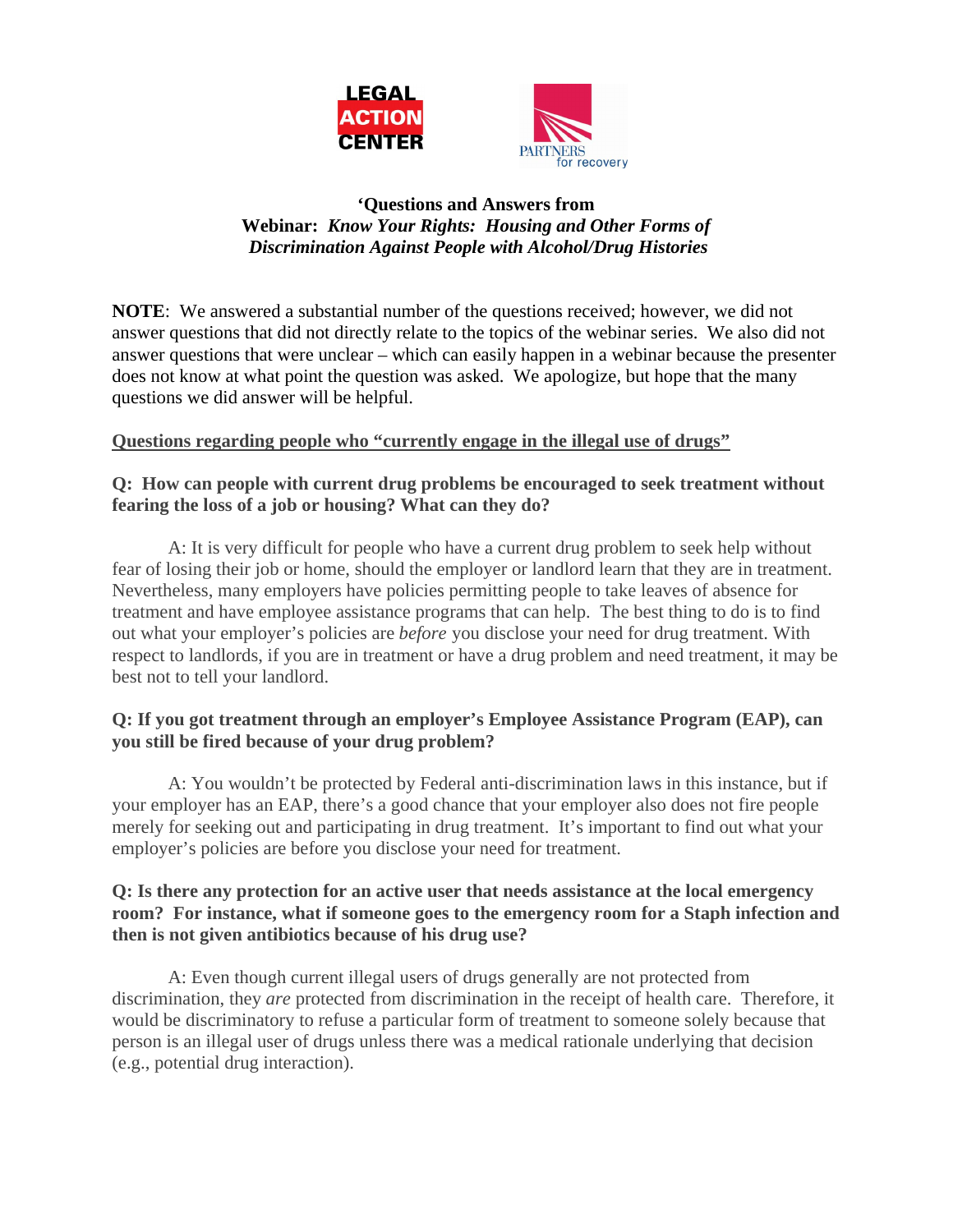LEGAL ACTION CENTER

PARTNERS for recovery

# 'Questions and Answers from Webinar: *Know Your Rights: Housing and Other Forms of Discrimination Against People with Alcohol/Drug Histories*

**NOTE**: We answered a substantial number of the questions received; however, we did not answer questions that did not directly relate to the topics of the webinar series. We also did not answer questions that were unclear – which can easily happen in a webinar because the presenter does not know at what point the question was asked. We apologize, but hope that the many questions we did answer will be helpful.

## Questions regarding people who "currently engage in the illegal use of drugs"

**Q: How can people with current drug problems be encouraged to seek treatment without fearing the loss of a job or housing? What can they do?**

A: It is very difficult for people who have a current drug problem to seek help without fear of losing their job or home, should the employer or landlord learn that they are in treatment. Nevertheless, many employers have policies permitting people to take leaves of absence for treatment and have employee assistance programs that can help. The best thing to do is to find out what your employer's policies are *before* you disclose your need for drug treatment. With respect to landlords, if you are in treatment or have a drug problem and need treatment, it may be best not to tell your landlord.

**Q: If you got treatment through an employer's Employee Assistance Program (EAP), can you still be fired because of your drug problem?**

A: You wouldn't be protected by Federal anti-discrimination laws in this instance, but if your employer has an EAP, there's a good chance that your employer also does not fire people merely for seeking out and participating in drug treatment. It's important to find out what your employer's policies are before you disclose your need for treatment.

**Q: Is there any protection for an active user that needs assistance at the local emergency room? For instance, what if someone goes to the emergency room for a Staph infection and then is not given antibiotics because of his drug use?**

A: Even though current illegal users of drugs generally are not protected from discrimination, they *are* protected from discrimination in the receipt of health care. Therefore, it would be discriminatory to refuse a particular form of treatment to someone solely because that person is an illegal user of drugs unless there was a medical rationale underlying that decision (e.g., potential drug interaction).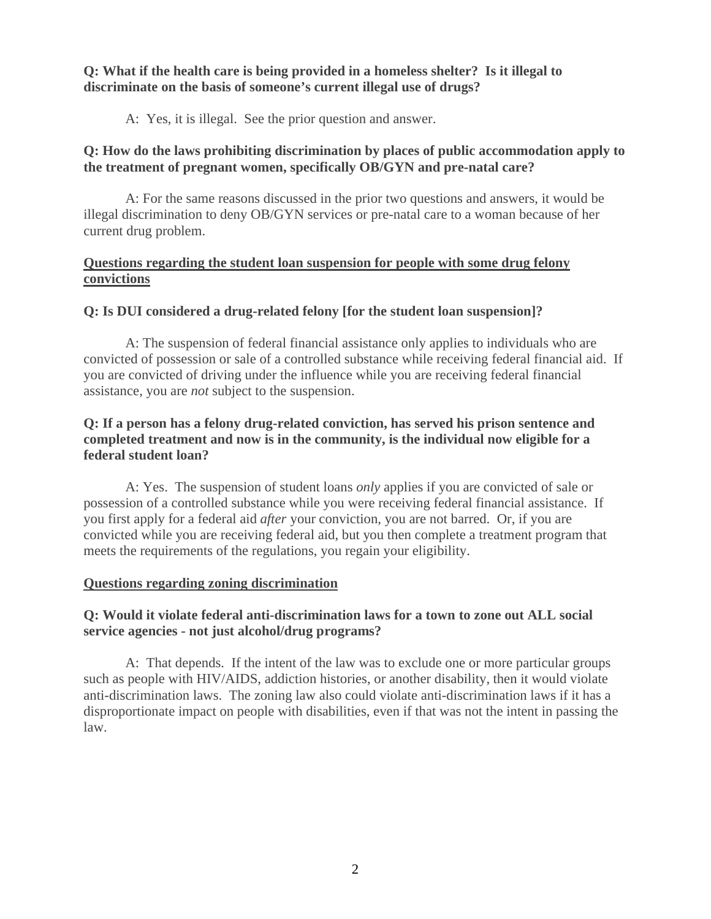**Q: What if the health care is being provided in a homeless shelter? Is it illegal to discriminate on the basis of someone's current illegal use of drugs?**

A: Yes, it is illegal. See the prior question and answer.

**Q: How do the laws prohibiting discrimination by places of public accommodation apply to the treatment of pregnant women, specifically OB/GYN and pre-natal care?**

A: For the same reasons discussed in the prior two questions and answers, it would be illegal discrimination to deny OB/GYN services or pre-natal care to a woman because of her current drug problem.

## Questions regarding the student loan suspension for people with some drug felony convictions

**Q: Is DUI considered a drug-related felony [for the student loan suspension]?**

A: The suspension of federal financial assistance only applies to individuals who are convicted of possession or sale of a controlled substance while receiving federal financial aid. If you are convicted of driving under the influence while you are receiving federal financial assistance, you are *not* subject to the suspension.

**Q: If a person has a felony drug-related conviction, has served his prison sentence and completed treatment and now is in the community, is the individual now eligible for a federal student loan?**

A: Yes. The suspension of student loans *only* applies if you are convicted of sale or possession of a controlled substance while you were receiving federal financial assistance. If you first apply for a federal aid *after* your conviction, you are not barred. Or, if you are convicted while you are receiving federal aid, but you then complete a treatment program that meets the requirements of the regulations, you regain your eligibility.

## Questions regarding zoning discrimination

**Q: Would it violate federal anti-discrimination laws for a town to zone out ALL social service agencies - not just alcohol/drug programs?**

A: That depends. If the intent of the law was to exclude one or more particular groups such as people with HIV/AIDS, addiction histories, or another disability, then it would violate anti-discrimination laws. The zoning law also could violate anti-discrimination laws if it has a disproportionate impact on people with disabilities, even if that was not the intent in passing the law.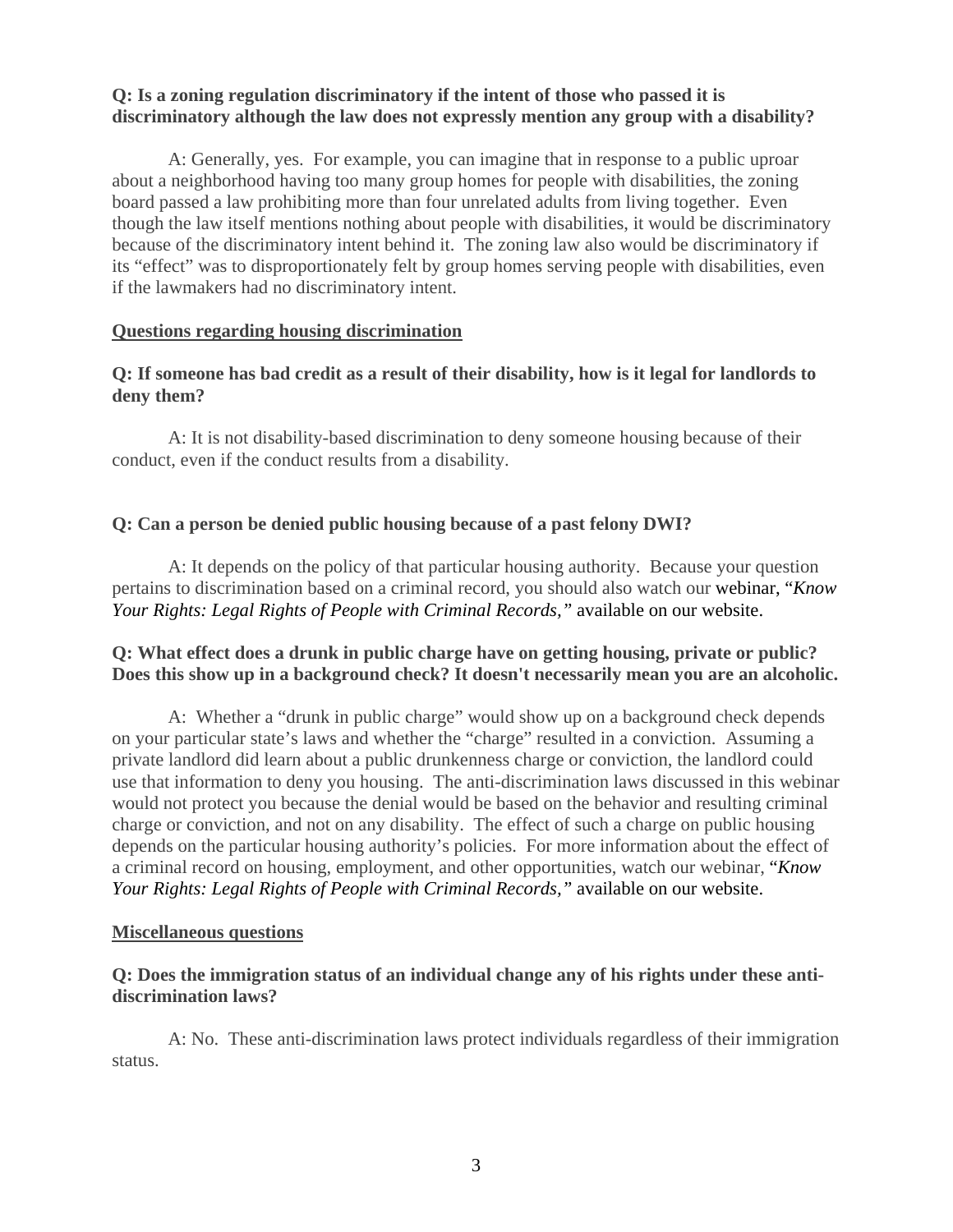**Q: Is a zoning regulation discriminatory if the intent of those who passed it is discriminatory although the law does not expressly mention any group with a disability?**

A: Generally, yes. For example, you can imagine that in response to a public uproar about a neighborhood having too many group homes for people with disabilities, the zoning board passed a law prohibiting more than four unrelated adults from living together. Even though the law itself mentions nothing about people with disabilities, it would be discriminatory because of the discriminatory intent behind it. The zoning law also would be discriminatory if its "effect" was to disproportionately felt by group homes serving people with disabilities, even if the lawmakers had no discriminatory intent.

## Questions regarding housing discrimination

**Q: If someone has bad credit as a result of their disability, how is it legal for landlords to deny them?**

A: It is not disability-based discrimination to deny someone housing because of their conduct, even if the conduct results from a disability.

**Q: Can a person be denied public housing because of a past felony DWI?**

A: It depends on the policy of that particular housing authority. Because your question pertains to discrimination based on a criminal record, you should also watch our webinar, "*Know Your Rights: Legal Rights of People with Criminal Records,"* available on our website.

**Q: What effect does a drunk in public charge have on getting housing, private or public? Does this show up in a background check? It doesn't necessarily mean you are an alcoholic.**

A: Whether a "drunk in public charge" would show up on a background check depends on your particular state's laws and whether the "charge" resulted in a conviction. Assuming a private landlord did learn about a public drunkenness charge or conviction, the landlord could use that information to deny you housing. The anti-discrimination laws discussed in this webinar would not protect you because the denial would be based on the behavior and resulting criminal charge or conviction, and not on any disability. The effect of such a charge on public housing depends on the particular housing authority's policies. For more information about the effect of a criminal record on housing, employment, and other opportunities, watch our webinar, "*Know Your Rights: Legal Rights of People with Criminal Records,"* available on our website.

## Miscellaneous questions

**Q: Does the immigration status of an individual change any of his rights under these anti-discrimination laws?**

A: No. These anti-discrimination laws protect individuals regardless of their immigration status.